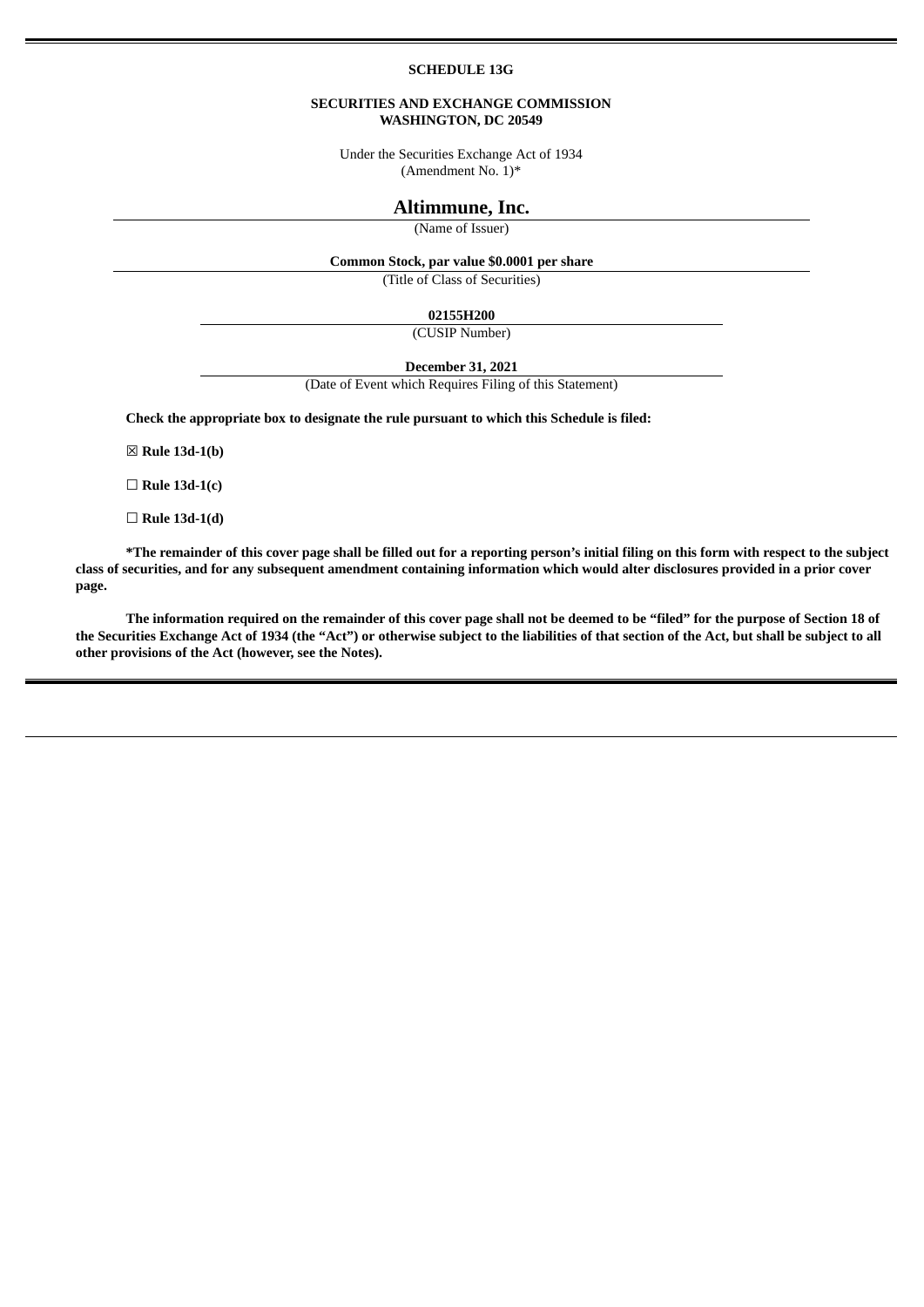**SCHEDULE 13G**

**SECURITIES AND EXCHANGE COMMISSION**
**WASHINGTON, DC 20549**

Under the Securities Exchange Act of 1934
(Amendment No. 1)*

# Altimmune, Inc.

(Name of Issuer)

**Common Stock, par value $0.0001 per share**

(Title of Class of Securities)

**02155H200**

(CUSIP Number)

**December 31, 2021**

(Date of Event which Requires Filing of this Statement)

**Check the appropriate box to designate the rule pursuant to which this Schedule is filed:**

☒ **Rule 13d-1(b)**

☐ **Rule 13d-1(c)**

☐ **Rule 13d-1(d)**

**\*The remainder of this cover page shall be filled out for a reporting person's initial filing on this form with respect to the subject class of securities, and for any subsequent amendment containing information which would alter disclosures provided in a prior cover page.**

**The information required on the remainder of this cover page shall not be deemed to be "filed" for the purpose of Section 18 of the Securities Exchange Act of 1934 (the "Act") or otherwise subject to the liabilities of that section of the Act, but shall be subject to all other provisions of the Act (however, see the Notes).**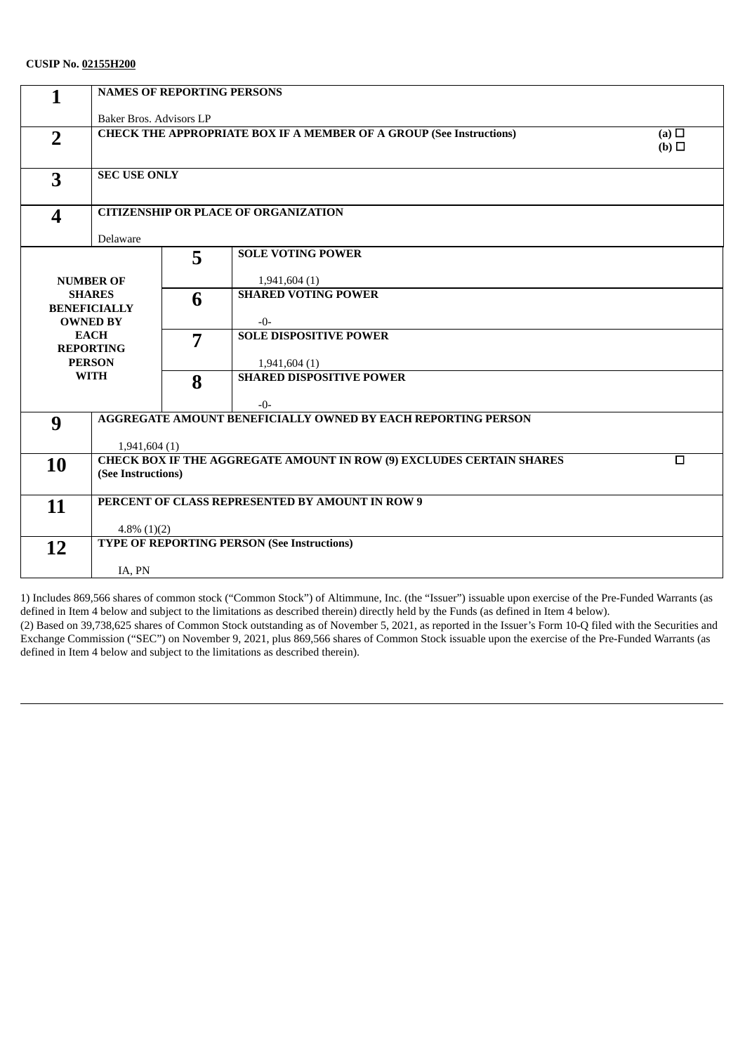**CUSIP No. 02155H200**

| | | | |
|---|---|---|---|
| **1** | **NAMES OF REPORTING PERSONS**<br><br>Baker Bros. Advisors LP | | |
| **2** | **CHECK THE APPROPRIATE BOX IF A MEMBER OF A GROUP (See Instructions)** | | (a) ☐<br>(b) ☐ |
| **3** | **SEC USE ONLY** | | |
| **4** | **CITIZENSHIP OR PLACE OF ORGANIZATION**<br><br>Delaware | | |
| **NUMBER OF SHARES BENEFICIALLY OWNED BY EACH REPORTING PERSON WITH** | **5** | **SOLE VOTING POWER**<br><br>1,941,604 (1) | |
| | **6** | **SHARED VOTING POWER**<br><br>-0- | |
| | **7** | **SOLE DISPOSITIVE POWER**<br><br>1,941,604 (1) | |
| | **8** | **SHARED DISPOSITIVE POWER**<br><br>-0- | |
| **9** | **AGGREGATE AMOUNT BENEFICIALLY OWNED BY EACH REPORTING PERSON**<br><br>1,941,604 (1) | | |
| **10** | **CHECK BOX IF THE AGGREGATE AMOUNT IN ROW (9) EXCLUDES CERTAIN SHARES (See Instructions)** | | ☐ |
| **11** | **PERCENT OF CLASS REPRESENTED BY AMOUNT IN ROW 9**<br><br>4.8% (1)(2) | | |
| **12** | **TYPE OF REPORTING PERSON (See Instructions)**<br><br>IA, PN | | |

1) Includes 869,566 shares of common stock ("Common Stock") of Altimmune, Inc. (the "Issuer") issuable upon exercise of the Pre-Funded Warrants (as defined in Item 4 below and subject to the limitations as described therein) directly held by the Funds (as defined in Item 4 below).

(2) Based on 39,738,625 shares of Common Stock outstanding as of November 5, 2021, as reported in the Issuer's Form 10-Q filed with the Securities and Exchange Commission ("SEC") on November 9, 2021, plus 869,566 shares of Common Stock issuable upon the exercise of the Pre-Funded Warrants (as defined in Item 4 below and subject to the limitations as described therein).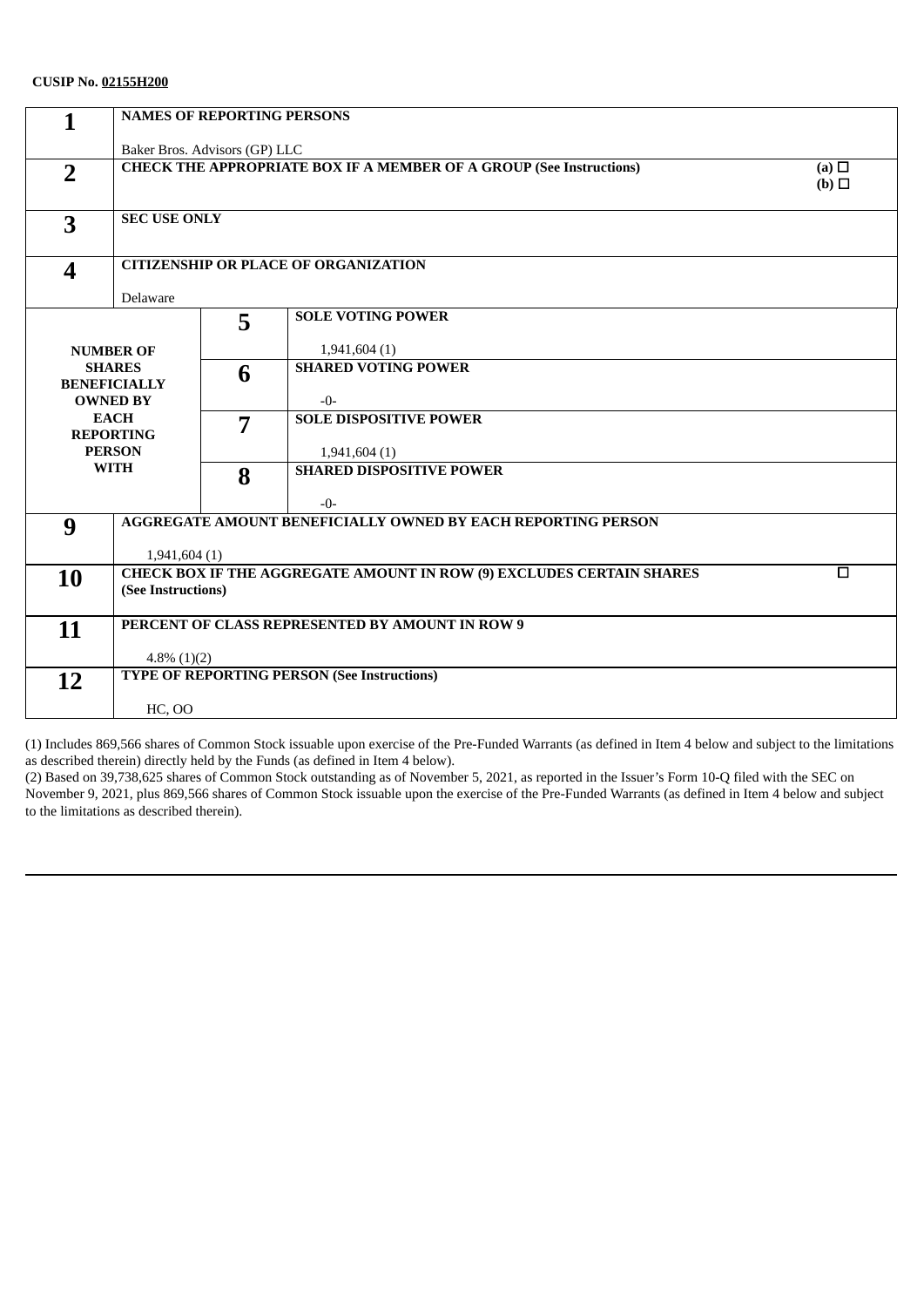**CUSIP No. 02155H200**

| | | | |
|---|---|---|---|
| **1** | **NAMES OF REPORTING PERSONS**<br><br>Baker Bros. Advisors (GP) LLC | | |
| **2** | **CHECK THE APPROPRIATE BOX IF A MEMBER OF A GROUP (See Instructions)** (a) ☐ (b) ☐ | | |
| **3** | **SEC USE ONLY** | | |
| **4** | **CITIZENSHIP OR PLACE OF ORGANIZATION**<br><br>Delaware | | |
| **NUMBER OF SHARES BENEFICIALLY OWNED BY EACH REPORTING PERSON WITH** | **5** | **SOLE VOTING POWER**<br><br>1,941,604 (1) | |
| | **6** | **SHARED VOTING POWER**<br><br>-0- | |
| | **7** | **SOLE DISPOSITIVE POWER**<br><br>1,941,604 (1) | |
| | **8** | **SHARED DISPOSITIVE POWER**<br><br>-0- | |
| **9** | **AGGREGATE AMOUNT BENEFICIALLY OWNED BY EACH REPORTING PERSON**<br><br>1,941,604 (1) | | |
| **10** | **CHECK BOX IF THE AGGREGATE AMOUNT IN ROW (9) EXCLUDES CERTAIN SHARES (See Instructions)** ☐ | | |
| **11** | **PERCENT OF CLASS REPRESENTED BY AMOUNT IN ROW 9**<br><br>4.8% (1)(2) | | |
| **12** | **TYPE OF REPORTING PERSON (See Instructions)**<br><br>HC, OO | | |

(1) Includes 869,566 shares of Common Stock issuable upon exercise of the Pre-Funded Warrants (as defined in Item 4 below and subject to the limitations as described therein) directly held by the Funds (as defined in Item 4 below).

(2) Based on 39,738,625 shares of Common Stock outstanding as of November 5, 2021, as reported in the Issuer's Form 10-Q filed with the SEC on November 9, 2021, plus 869,566 shares of Common Stock issuable upon the exercise of the Pre-Funded Warrants (as defined in Item 4 below and subject to the limitations as described therein).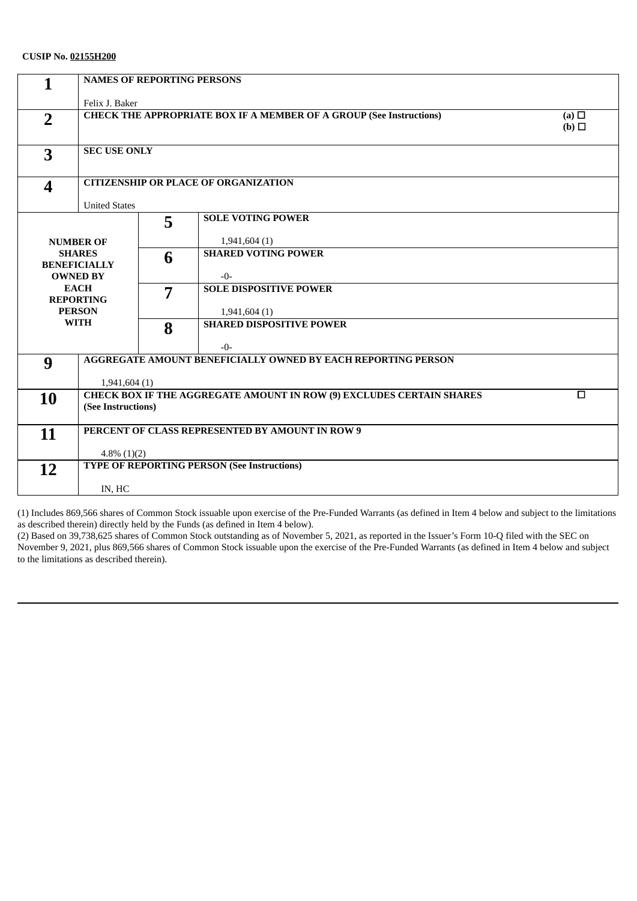**CUSIP No. 02155H200**

| | | | |
|---|---|---|---|
| **1** | **NAMES OF REPORTING PERSONS**<br><br>Felix J. Baker | | |
| **2** | **CHECK THE APPROPRIATE BOX IF A MEMBER OF A GROUP (See Instructions)** (a) ☐ (b) ☐ | | |
| **3** | **SEC USE ONLY** | | |
| **4** | **CITIZENSHIP OR PLACE OF ORGANIZATION**<br><br>United States | | |
| **NUMBER OF SHARES BENEFICIALLY OWNED BY EACH REPORTING PERSON WITH** | **5** | **SOLE VOTING POWER**<br><br>1,941,604 (1) | |
| | **6** | **SHARED VOTING POWER**<br><br>-0- | |
| | **7** | **SOLE DISPOSITIVE POWER**<br><br>1,941,604 (1) | |
| | **8** | **SHARED DISPOSITIVE POWER**<br><br>-0- | |
| **9** | **AGGREGATE AMOUNT BENEFICIALLY OWNED BY EACH REPORTING PERSON**<br><br>1,941,604 (1) | | |
| **10** | **CHECK BOX IF THE AGGREGATE AMOUNT IN ROW (9) EXCLUDES CERTAIN SHARES (See Instructions)** ☐ | | |
| **11** | **PERCENT OF CLASS REPRESENTED BY AMOUNT IN ROW 9**<br><br>4.8% (1)(2) | | |
| **12** | **TYPE OF REPORTING PERSON (See Instructions)**<br><br>IN, HC | | |

(1) Includes 869,566 shares of Common Stock issuable upon exercise of the Pre-Funded Warrants (as defined in Item 4 below and subject to the limitations as described therein) directly held by the Funds (as defined in Item 4 below).

(2) Based on 39,738,625 shares of Common Stock outstanding as of November 5, 2021, as reported in the Issuer's Form 10-Q filed with the SEC on November 9, 2021, plus 869,566 shares of Common Stock issuable upon the exercise of the Pre-Funded Warrants (as defined in Item 4 below and subject to the limitations as described therein).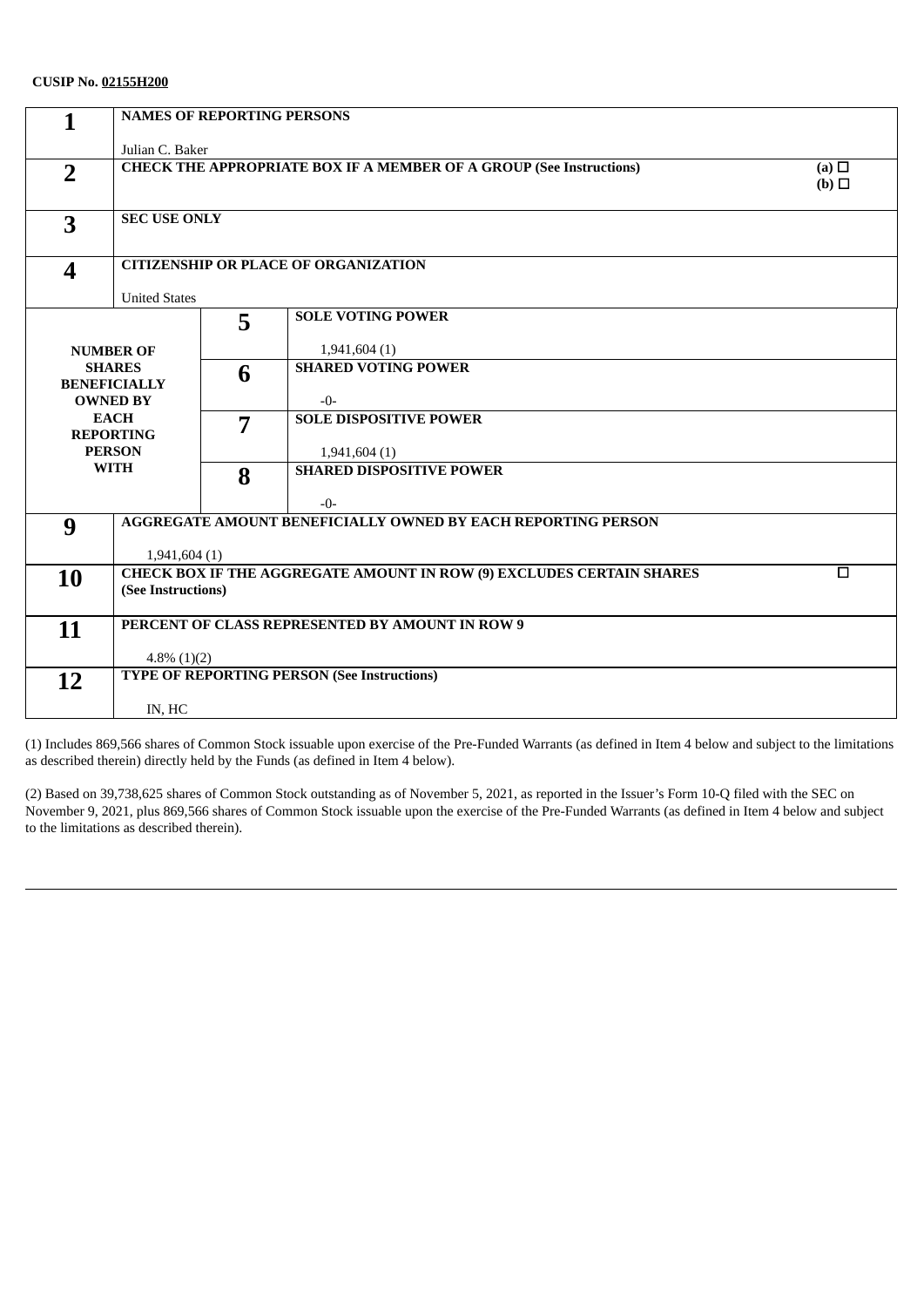**CUSIP No. 02155H200**

| | | | |
|---|---|---|---|
| **1** | **NAMES OF REPORTING PERSONS**<br><br>Julian C. Baker | | |
| **2** | **CHECK THE APPROPRIATE BOX IF A MEMBER OF A GROUP (See Instructions)** | | **(a)** ☐<br>**(b)** ☐ |
| **3** | **SEC USE ONLY** | | |
| **4** | **CITIZENSHIP OR PLACE OF ORGANIZATION**<br><br>United States | | |
| **NUMBER OF SHARES BENEFICIALLY OWNED BY EACH REPORTING PERSON WITH** | **5** | **SOLE VOTING POWER**<br><br>1,941,604 (1) | |
| | **6** | **SHARED VOTING POWER**<br><br>-0- | |
| | **7** | **SOLE DISPOSITIVE POWER**<br><br>1,941,604 (1) | |
| | **8** | **SHARED DISPOSITIVE POWER**<br><br>-0- | |
| **9** | **AGGREGATE AMOUNT BENEFICIALLY OWNED BY EACH REPORTING PERSON**<br><br>1,941,604 (1) | | |
| **10** | **CHECK BOX IF THE AGGREGATE AMOUNT IN ROW (9) EXCLUDES CERTAIN SHARES (See Instructions)** | | ☐ |
| **11** | **PERCENT OF CLASS REPRESENTED BY AMOUNT IN ROW 9**<br><br>4.8% (1)(2) | | |
| **12** | **TYPE OF REPORTING PERSON (See Instructions)**<br><br>IN, HC | | |

(1) Includes 869,566 shares of Common Stock issuable upon exercise of the Pre-Funded Warrants (as defined in Item 4 below and subject to the limitations as described therein) directly held by the Funds (as defined in Item 4 below).

(2) Based on 39,738,625 shares of Common Stock outstanding as of November 5, 2021, as reported in the Issuer's Form 10-Q filed with the SEC on November 9, 2021, plus 869,566 shares of Common Stock issuable upon the exercise of the Pre-Funded Warrants (as defined in Item 4 below and subject to the limitations as described therein).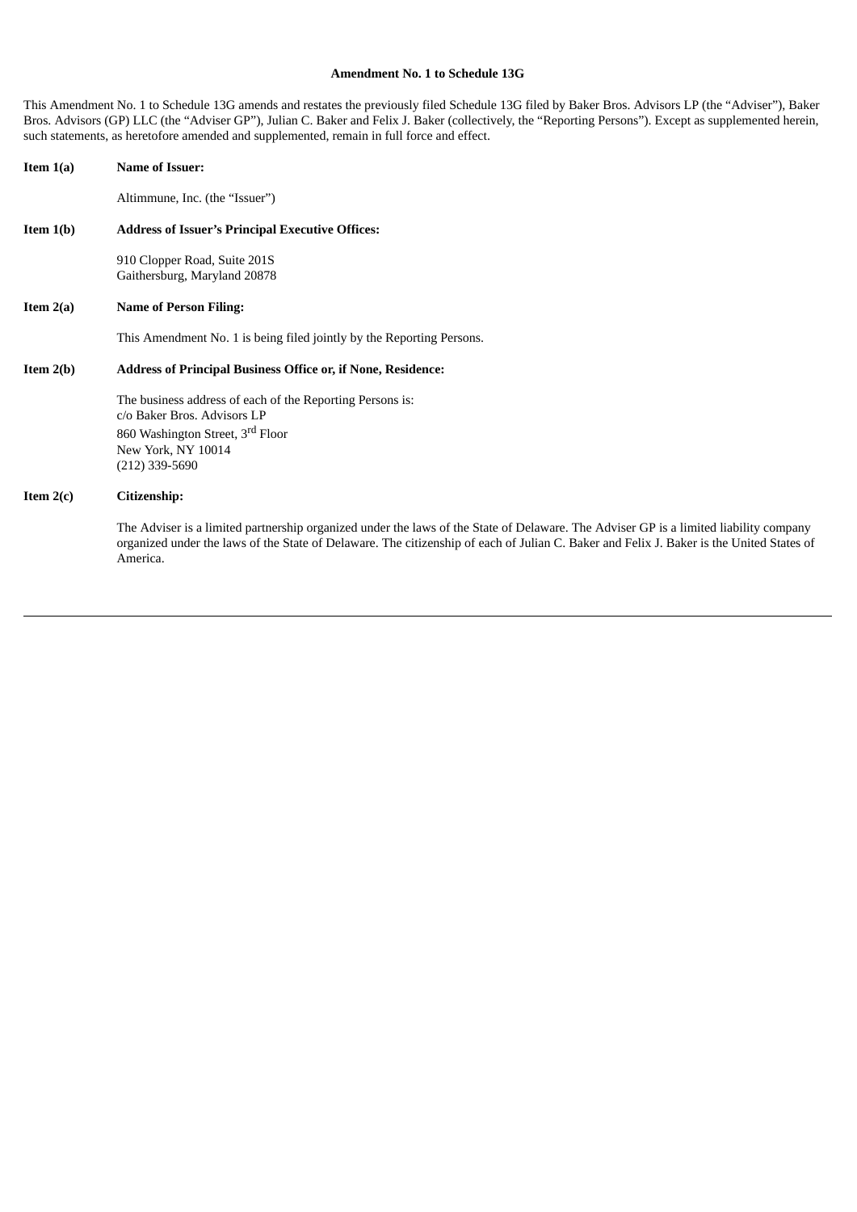**Amendment No. 1 to Schedule 13G**

This Amendment No. 1 to Schedule 13G amends and restates the previously filed Schedule 13G filed by Baker Bros. Advisors LP (the "Adviser"), Baker Bros. Advisors (GP) LLC (the "Adviser GP"), Julian C. Baker and Felix J. Baker (collectively, the "Reporting Persons"). Except as supplemented herein, such statements, as heretofore amended and supplemented, remain in full force and effect.

**Item 1(a) Name of Issuer:**

Altimmune, Inc. (the "Issuer")

**Item 1(b) Address of Issuer's Principal Executive Offices:**

910 Clopper Road, Suite 201S
Gaithersburg, Maryland 20878

**Item 2(a) Name of Person Filing:**

This Amendment No. 1 is being filed jointly by the Reporting Persons.

**Item 2(b) Address of Principal Business Office or, if None, Residence:**

The business address of each of the Reporting Persons is:
c/o Baker Bros. Advisors LP
860 Washington Street, 3rd Floor
New York, NY 10014
(212) 339-5690

**Item 2(c) Citizenship:**

The Adviser is a limited partnership organized under the laws of the State of Delaware. The Adviser GP is a limited liability company organized under the laws of the State of Delaware. The citizenship of each of Julian C. Baker and Felix J. Baker is the United States of America.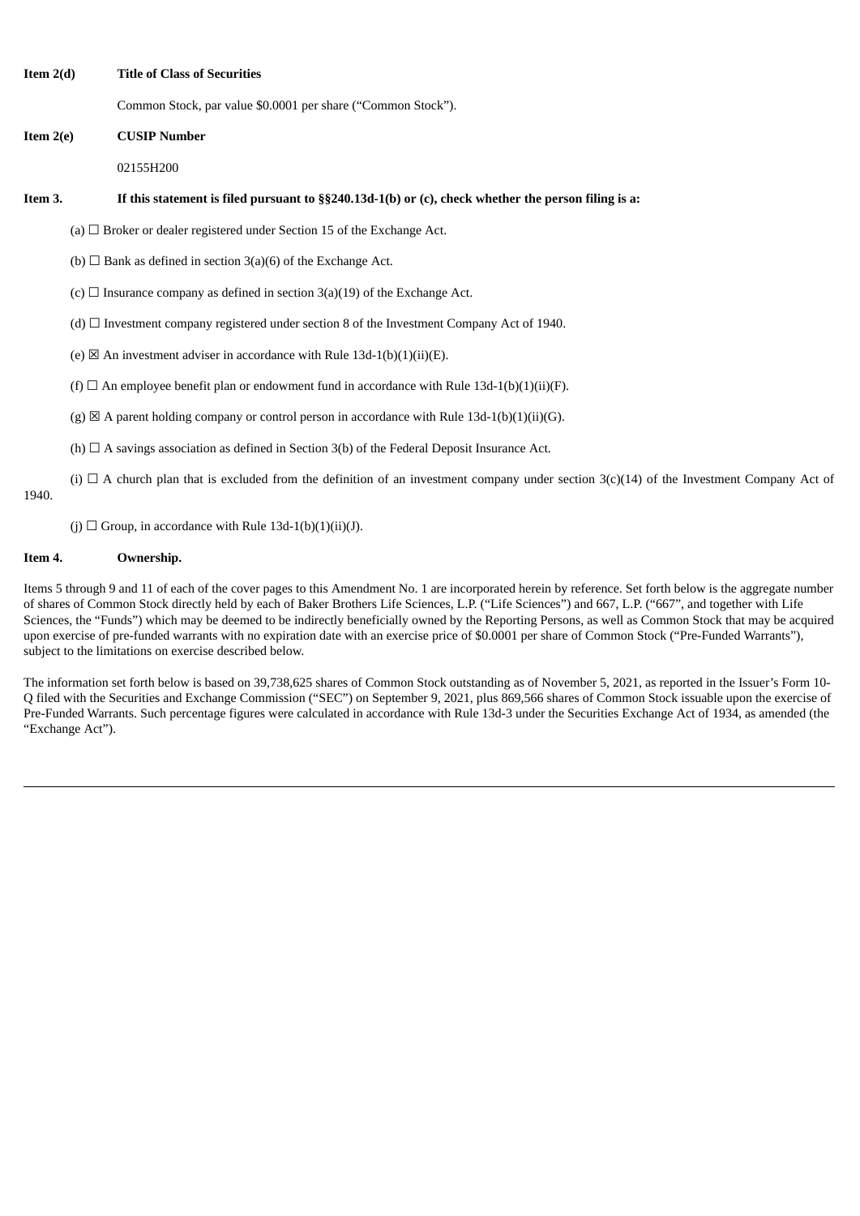**Item 2(d)** **Title of Class of Securities**

Common Stock, par value $0.0001 per share (“Common Stock”).

**Item 2(e)** **CUSIP Number**

02155H200

**Item 3.** **If this statement is filed pursuant to §§240.13d-1(b) or (c), check whether the person filing is a:**

(a) ☐ Broker or dealer registered under Section 15 of the Exchange Act.

(b) ☐ Bank as defined in section 3(a)(6) of the Exchange Act.

(c) ☐ Insurance company as defined in section 3(a)(19) of the Exchange Act.

(d) ☐ Investment company registered under section 8 of the Investment Company Act of 1940.

(e) ☒ An investment adviser in accordance with Rule 13d-1(b)(1)(ii)(E).

(f) ☐ An employee benefit plan or endowment fund in accordance with Rule 13d-1(b)(1)(ii)(F).

(g) ☒ A parent holding company or control person in accordance with Rule 13d-1(b)(1)(ii)(G).

(h) ☐ A savings association as defined in Section 3(b) of the Federal Deposit Insurance Act.

(i) ☐ A church plan that is excluded from the definition of an investment company under section 3(c)(14) of the Investment Company Act of 1940.

(j) ☐ Group, in accordance with Rule 13d-1(b)(1)(ii)(J).

**Item 4.** **Ownership.**

Items 5 through 9 and 11 of each of the cover pages to this Amendment No. 1 are incorporated herein by reference. Set forth below is the aggregate number of shares of Common Stock directly held by each of Baker Brothers Life Sciences, L.P. (“Life Sciences”) and 667, L.P. (“667”, and together with Life Sciences, the “Funds”) which may be deemed to be indirectly beneficially owned by the Reporting Persons, as well as Common Stock that may be acquired upon exercise of pre-funded warrants with no expiration date with an exercise price of $0.0001 per share of Common Stock (“Pre-Funded Warrants”), subject to the limitations on exercise described below.

The information set forth below is based on 39,738,625 shares of Common Stock outstanding as of November 5, 2021, as reported in the Issuer’s Form 10-Q filed with the Securities and Exchange Commission (“SEC”) on September 9, 2021, plus 869,566 shares of Common Stock issuable upon the exercise of Pre-Funded Warrants. Such percentage figures were calculated in accordance with Rule 13d-3 under the Securities Exchange Act of 1934, as amended (the “Exchange Act”).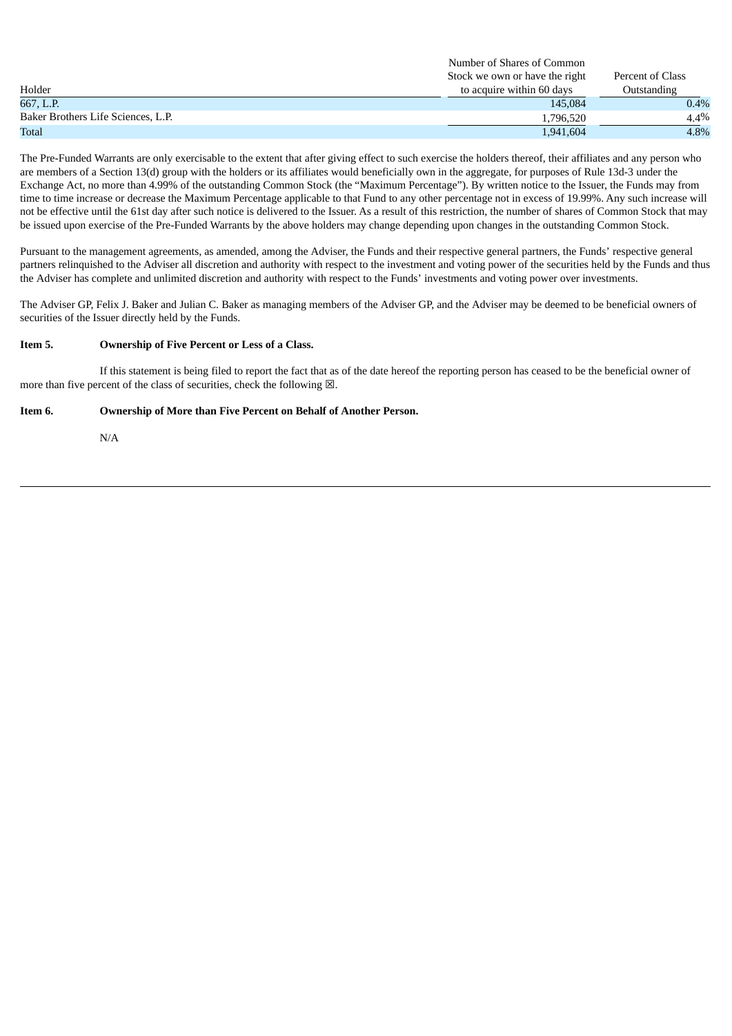| Holder | Number of Shares of Common Stock we own or have the right to acquire within 60 days | Percent of Class Outstanding |
|---|---|---|
| 667, L.P. | 145,084 | 0.4% |
| Baker Brothers Life Sciences, L.P. | 1,796,520 | 4.4% |
| Total | 1,941,604 | 4.8% |

The Pre-Funded Warrants are only exercisable to the extent that after giving effect to such exercise the holders thereof, their affiliates and any person who are members of a Section 13(d) group with the holders or its affiliates would beneficially own in the aggregate, for purposes of Rule 13d-3 under the Exchange Act, no more than 4.99% of the outstanding Common Stock (the "Maximum Percentage"). By written notice to the Issuer, the Funds may from time to time increase or decrease the Maximum Percentage applicable to that Fund to any other percentage not in excess of 19.99%. Any such increase will not be effective until the 61st day after such notice is delivered to the Issuer. As a result of this restriction, the number of shares of Common Stock that may be issued upon exercise of the Pre-Funded Warrants by the above holders may change depending upon changes in the outstanding Common Stock.

Pursuant to the management agreements, as amended, among the Adviser, the Funds and their respective general partners, the Funds' respective general partners relinquished to the Adviser all discretion and authority with respect to the investment and voting power of the securities held by the Funds and thus the Adviser has complete and unlimited discretion and authority with respect to the Funds' investments and voting power over investments.

The Adviser GP, Felix J. Baker and Julian C. Baker as managing members of the Adviser GP, and the Adviser may be deemed to be beneficial owners of securities of the Issuer directly held by the Funds.

**Item 5. Ownership of Five Percent or Less of a Class.**

If this statement is being filed to report the fact that as of the date hereof the reporting person has ceased to be the beneficial owner of more than five percent of the class of securities, check the following ☒.

**Item 6. Ownership of More than Five Percent on Behalf of Another Person.**

N/A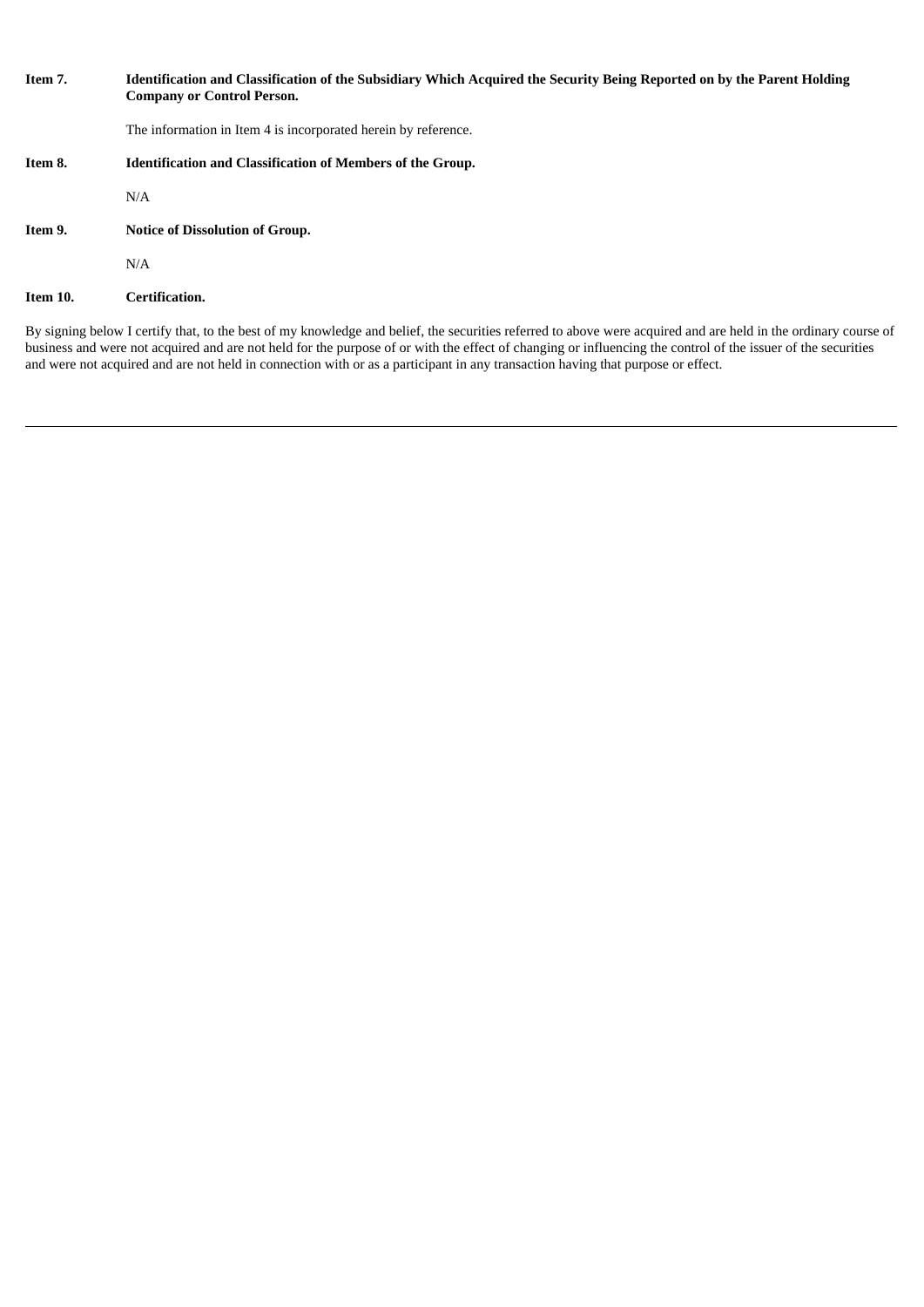**Item 7. Identification and Classification of the Subsidiary Which Acquired the Security Being Reported on by the Parent Holding Company or Control Person.**

The information in Item 4 is incorporated herein by reference.

**Item 8. Identification and Classification of Members of the Group.**

N/A

**Item 9. Notice of Dissolution of Group.**

N/A

**Item 10. Certification.**

By signing below I certify that, to the best of my knowledge and belief, the securities referred to above were acquired and are held in the ordinary course of business and were not acquired and are not held for the purpose of or with the effect of changing or influencing the control of the issuer of the securities and were not acquired and are not held in connection with or as a participant in any transaction having that purpose or effect.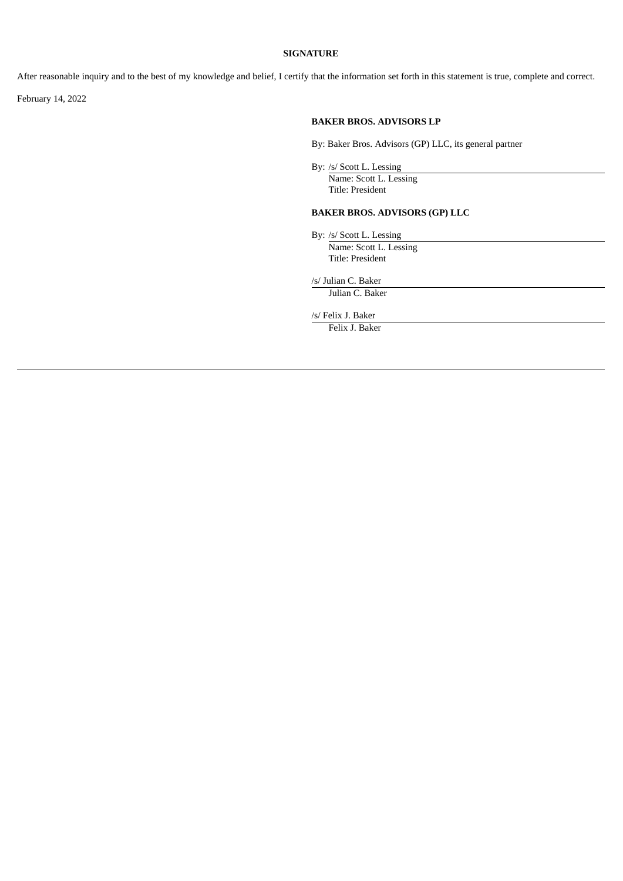**SIGNATURE**

After reasonable inquiry and to the best of my knowledge and belief, I certify that the information set forth in this statement is true, complete and correct.

February 14, 2022

**BAKER BROS. ADVISORS LP**

By: Baker Bros. Advisors (GP) LLC, its general partner

By: /s/ Scott L. Lessing
Name: Scott L. Lessing
Title: President

**BAKER BROS. ADVISORS (GP) LLC**

By: /s/ Scott L. Lessing
Name: Scott L. Lessing
Title: President

/s/ Julian C. Baker
Julian C. Baker

/s/ Felix J. Baker
Felix J. Baker